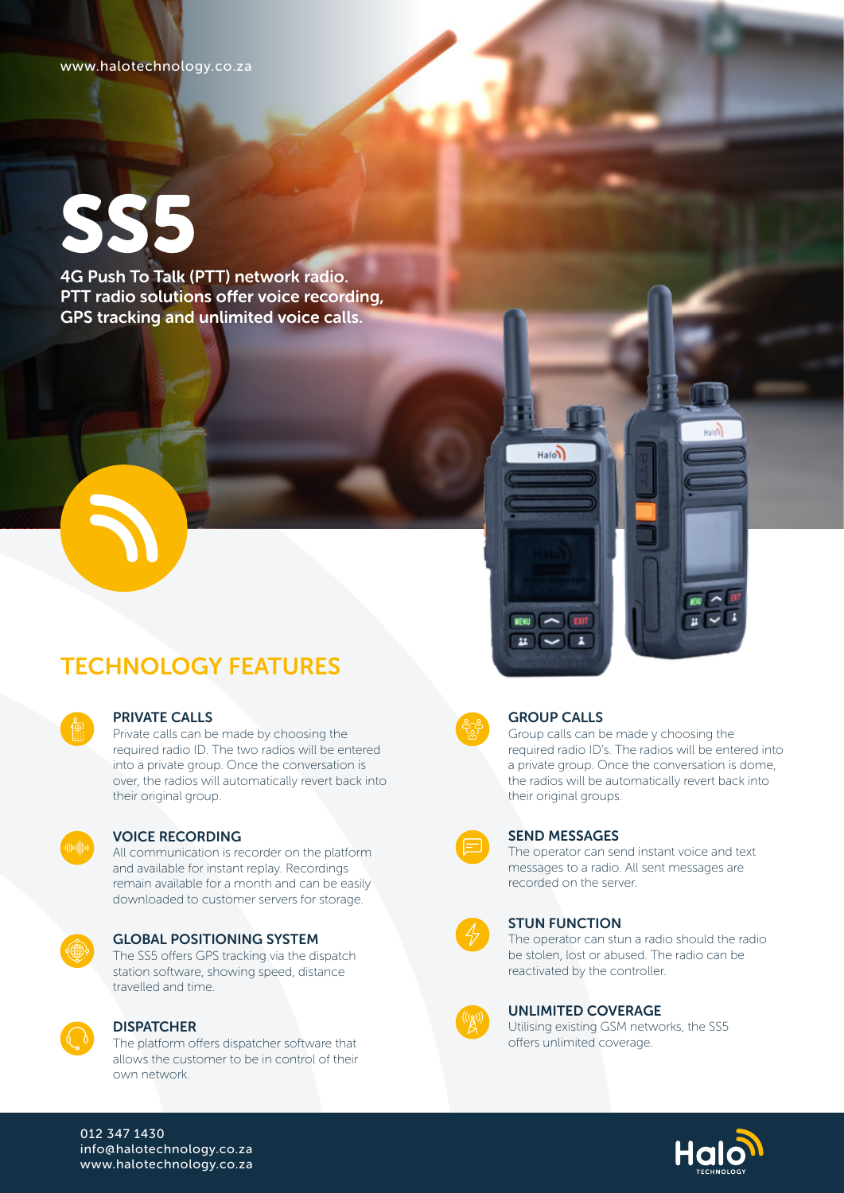www.halotechnology.co.za

# SS5

4G Push To Talk (PTT) network radio.
PTT radio solutions offer voice recording,
GPS tracking and unlimited voice calls.

## TECHNOLOGY FEATURES

### PRIVATE CALLS

Private calls can be made by choosing the required radio ID. The two radios will be entered into a private group. Once the conversation is over, the radios will automatically revert back into their original group.

### VOICE RECORDING

All communication is recorder on the platform and available for instant replay. Recordings remain available for a month and can be easily downloaded to customer servers for storage.

### GLOBAL POSITIONING SYSTEM

The SS5 offers GPS tracking via the dispatch station software, showing speed, distance travelled and time.

### DISPATCHER

The platform offers dispatcher software that allows the customer to be in control of their own network.

### GROUP CALLS

Group calls can be made y choosing the required radio ID's. The radios will be entered into a private group. Once the conversation is dome, the radios will be automatically revert back into their original groups.

### SEND MESSAGES

The operator can send instant voice and text messages to a radio. All sent messages are recorded on the server.

### STUN FUNCTION

The operator can stun a radio should the radio be stolen, lost or abused. The radio can be reactivated by the controller.

### UNLIMITED COVERAGE

Utilising existing GSM networks, the SS5 offers unlimited coverage.

012 347 1430
info@halotechnology.co.za
www.halotechnology.co.za

Halo TECHNOLOGY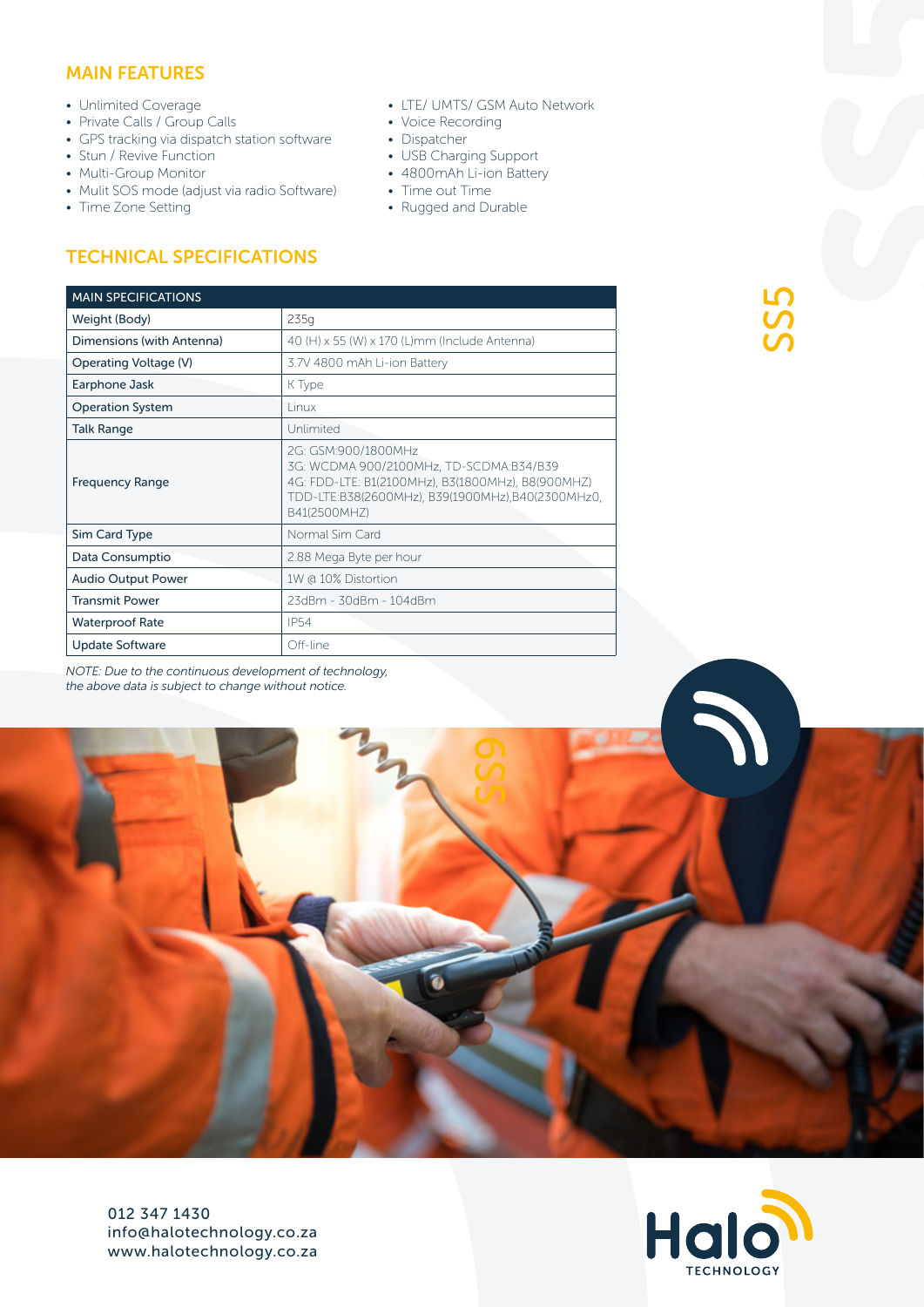## MAIN FEATURES

- Unlimited Coverage
- Private Calls / Group Calls
- GPS tracking via dispatch station software
- Stun / Revive Function
- Multi-Group Monitor
- Mulit SOS mode (adjust via radio Software)
- Time Zone Setting
- LTE/ UMTS/ GSM Auto Network
- Voice Recording
- Dispatcher
- USB Charging Support
- 4800mAh Li-ion Battery
- Time out Time
- Rugged and Durable

## TECHNICAL SPECIFICATIONS

| MAIN SPECIFICATIONS | |
|---|---|
| Weight (Body) | 235g |
| Dimensions (with Antenna) | 40 (H) x 55 (W) x 170 (L)mm (Include Antenna) |
| Operating Voltage (V) | 3.7V 4800 mAh Li-ion Battery |
| Earphone Jask | K Type |
| Operation System | Linux |
| Talk Range | Unlimited |
| Frequency Range | 2G: GSM:900/1800MHz<br>3G: WCDMA 900/2100MHz, TD-SCDMA:B34/B39<br>4G: FDD-LTE: B1(2100MHz), B3(1800MHz), B8(900MHZ)<br>TDD-LTE:B38(2600MHz), B39(1900MHz),B40(2300MHz0, B41(2500MHZ) |
| Sim Card Type | Normal Sim Card |
| Data Consumptio | 2.88 Mega Byte per hour |
| Audio Output Power | 1W @ 10% Distortion |
| Transmit Power | 23dBm - 30dBm - 104dBm |
| Waterproof Rate | IP54 |
| Update Software | Off-line |

*NOTE: Due to the continuous development of technology, the above data is subject to change without notice.*

SS5

012 347 1430
info@halotechnology.co.za
www.halotechnology.co.za

Halo TECHNOLOGY